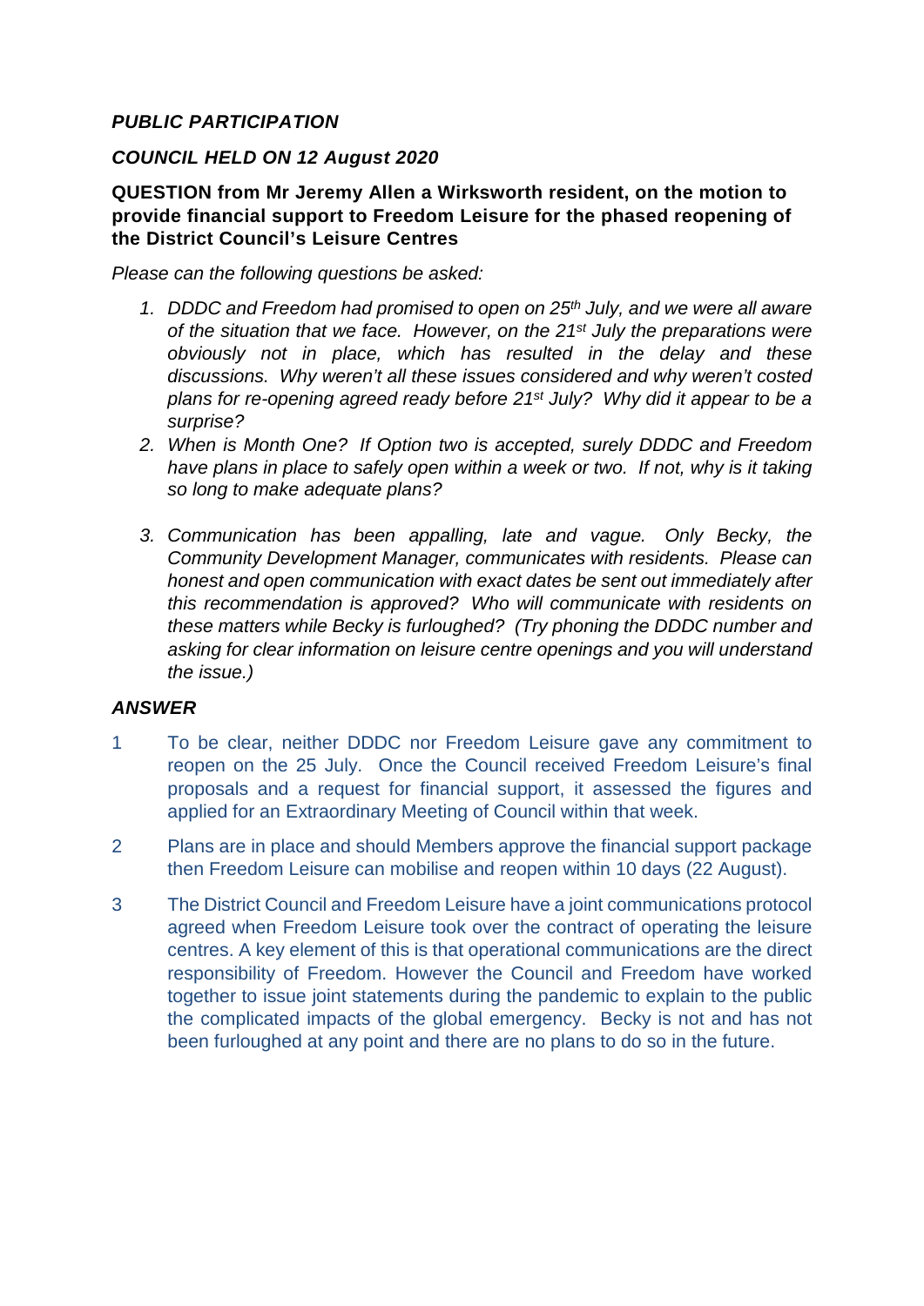***PUBLIC PARTICIPATION***

***COUNCIL HELD ON 12 August 2020***

**QUESTION from Mr Jeremy Allen a Wirksworth resident, on the motion to provide financial support to Freedom Leisure for the phased reopening of the District Council's Leisure Centres**

*Please can the following questions be asked:*

1. *DDDC and Freedom had promised to open on 25th July, and we were all aware of the situation that we face. However, on the 21st July the preparations were obviously not in place, which has resulted in the delay and these discussions. Why weren't all these issues considered and why weren't costed plans for re-opening agreed ready before 21st July? Why did it appear to be a surprise?*
2. *When is Month One? If Option two is accepted, surely DDDC and Freedom have plans in place to safely open within a week or two. If not, why is it taking so long to make adequate plans?*
3. *Communication has been appalling, late and vague. Only Becky, the Community Development Manager, communicates with residents. Please can honest and open communication with exact dates be sent out immediately after this recommendation is approved? Who will communicate with residents on these matters while Becky is furloughed? (Try phoning the DDDC number and asking for clear information on leisure centre openings and you will understand the issue.)*

***ANSWER***

1. To be clear, neither DDDC nor Freedom Leisure gave any commitment to reopen on the 25 July. Once the Council received Freedom Leisure's final proposals and a request for financial support, it assessed the figures and applied for an Extraordinary Meeting of Council within that week.
2. Plans are in place and should Members approve the financial support package then Freedom Leisure can mobilise and reopen within 10 days (22 August).
3. The District Council and Freedom Leisure have a joint communications protocol agreed when Freedom Leisure took over the contract of operating the leisure centres. A key element of this is that operational communications are the direct responsibility of Freedom. However the Council and Freedom have worked together to issue joint statements during the pandemic to explain to the public the complicated impacts of the global emergency. Becky is not and has not been furloughed at any point and there are no plans to do so in the future.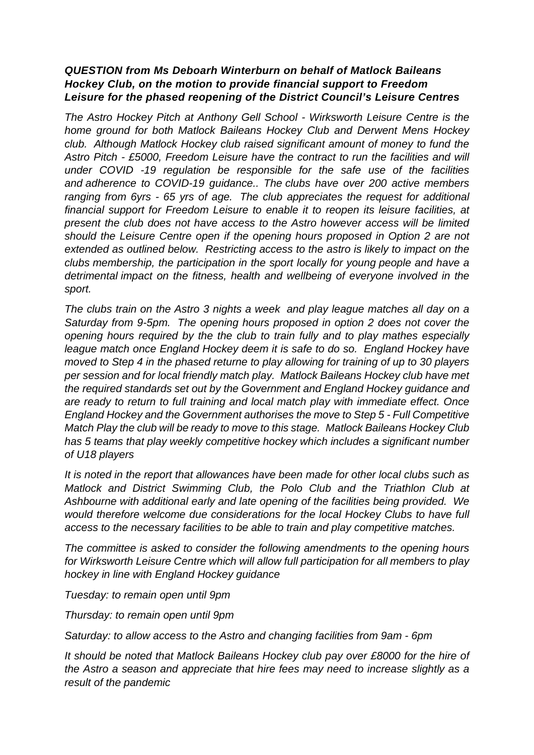***QUESTION from Ms Deboarh Winterburn on behalf of Matlock Baileans Hockey Club, on the motion to provide financial support to Freedom Leisure for the phased reopening of the District Council's Leisure Centres***

*The Astro Hockey Pitch at Anthony Gell School - Wirksworth Leisure Centre is the home ground for both Matlock Baileans Hockey Club and Derwent Mens Hockey club. Although Matlock Hockey club raised significant amount of money to fund the Astro Pitch - £5000, Freedom Leisure have the contract to run the facilities and will under COVID -19 regulation be responsible for the safe use of the facilities and adherence to COVID-19 guidance.. The clubs have over 200 active members ranging from 6yrs - 65 yrs of age. The club appreciates the request for additional financial support for Freedom Leisure to enable it to reopen its leisure facilities, at present the club does not have access to the Astro however access will be limited should the Leisure Centre open if the opening hours proposed in Option 2 are not extended as outlined below. Restricting access to the astro is likely to impact on the clubs membership, the participation in the sport locally for young people and have a detrimental impact on the fitness, health and wellbeing of everyone involved in the sport.*

*The clubs train on the Astro 3 nights a week and play league matches all day on a Saturday from 9-5pm. The opening hours proposed in option 2 does not cover the opening hours required by the the club to train fully and to play mathes especially league match once England Hockey deem it is safe to do so. England Hockey have moved to Step 4 in the phased returne to play allowing for training of up to 30 players per session and for local friendly match play. Matlock Baileans Hockey club have met the required standards set out by the Government and England Hockey guidance and are ready to return to full training and local match play with immediate effect. Once England Hockey and the Government authorises the move to Step 5 - Full Competitive Match Play the club will be ready to move to this stage. Matlock Baileans Hockey Club has 5 teams that play weekly competitive hockey which includes a significant number of U18 players*

*It is noted in the report that allowances have been made for other local clubs such as Matlock and District Swimming Club, the Polo Club and the Triathlon Club at Ashbourne with additional early and late opening of the facilities being provided. We would therefore welcome due considerations for the local Hockey Clubs to have full access to the necessary facilities to be able to train and play competitive matches.*

*The committee is asked to consider the following amendments to the opening hours for Wirksworth Leisure Centre which will allow full participation for all members to play hockey in line with England Hockey guidance*

*Tuesday: to remain open until 9pm*

*Thursday: to remain open until 9pm*

*Saturday: to allow access to the Astro and changing facilities from 9am - 6pm*

*It should be noted that Matlock Baileans Hockey club pay over £8000 for the hire of the Astro a season and appreciate that hire fees may need to increase slightly as a result of the pandemic*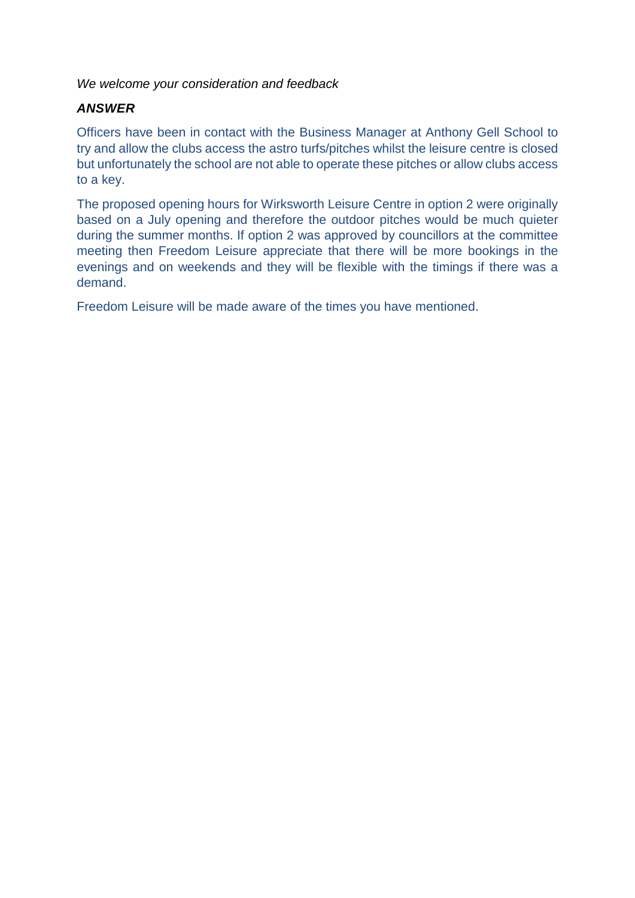*We welcome your consideration and feedback*

***ANSWER***

Officers have been in contact with the Business Manager at Anthony Gell School to try and allow the clubs access the astro turfs/pitches whilst the leisure centre is closed but unfortunately the school are not able to operate these pitches or allow clubs access to a key.

The proposed opening hours for Wirksworth Leisure Centre in option 2 were originally based on a July opening and therefore the outdoor pitches would be much quieter during the summer months. If option 2 was approved by councillors at the committee meeting then Freedom Leisure appreciate that there will be more bookings in the evenings and on weekends and they will be flexible with the timings if there was a demand.

Freedom Leisure will be made aware of the times you have mentioned.